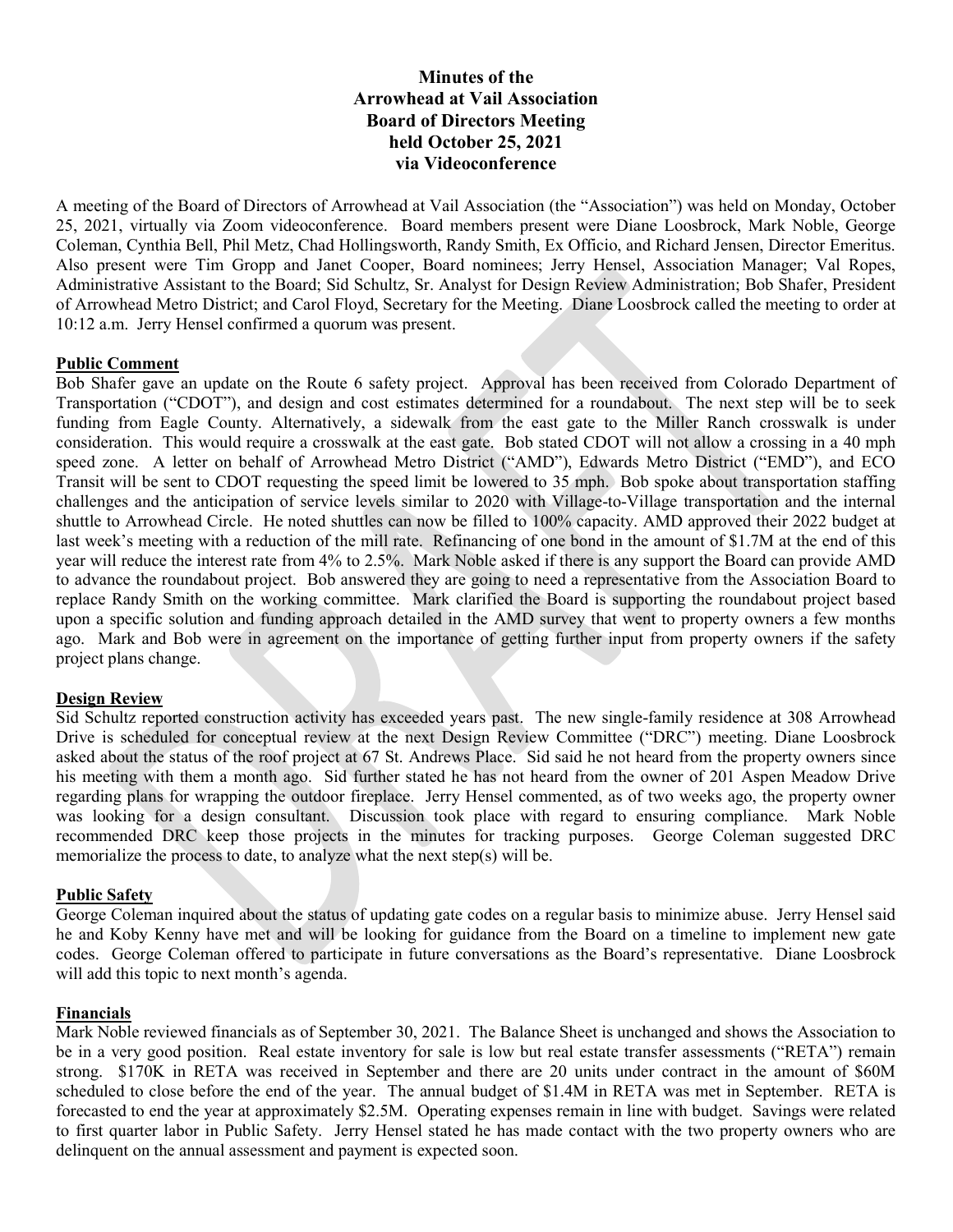# Minutes of the Arrowhead at Vail Association Board of Directors Meeting held October 25, 2021 via Videoconference

A meeting of the Board of Directors of Arrowhead at Vail Association (the "Association") was held on Monday, October 25, 2021, virtually via Zoom videoconference. Board members present were Diane Loosbrock, Mark Noble, George Coleman, Cynthia Bell, Phil Metz, Chad Hollingsworth, Randy Smith, Ex Officio, and Richard Jensen, Director Emeritus. Also present were Tim Gropp and Janet Cooper, Board nominees; Jerry Hensel, Association Manager; Val Ropes, Administrative Assistant to the Board; Sid Schultz, Sr. Analyst for Design Review Administration; Bob Shafer, President of Arrowhead Metro District; and Carol Floyd, Secretary for the Meeting. Diane Loosbrock called the meeting to order at 10:12 a.m. Jerry Hensel confirmed a quorum was present.

## Public Comment

Bob Shafer gave an update on the Route 6 safety project. Approval has been received from Colorado Department of Transportation ("CDOT"), and design and cost estimates determined for a roundabout. The next step will be to seek funding from Eagle County. Alternatively, a sidewalk from the east gate to the Miller Ranch crosswalk is under consideration. This would require a crosswalk at the east gate. Bob stated CDOT will not allow a crossing in a 40 mph speed zone. A letter on behalf of Arrowhead Metro District ("AMD"), Edwards Metro District ("EMD"), and ECO Transit will be sent to CDOT requesting the speed limit be lowered to 35 mph. Bob spoke about transportation staffing challenges and the anticipation of service levels similar to 2020 with Village-to-Village transportation and the internal shuttle to Arrowhead Circle. He noted shuttles can now be filled to 100% capacity. AMD approved their 2022 budget at last week's meeting with a reduction of the mill rate. Refinancing of one bond in the amount of \$1.7M at the end of this year will reduce the interest rate from 4% to 2.5%. Mark Noble asked if there is any support the Board can provide AMD to advance the roundabout project. Bob answered they are going to need a representative from the Association Board to replace Randy Smith on the working committee. Mark clarified the Board is supporting the roundabout project based upon a specific solution and funding approach detailed in the AMD survey that went to property owners a few months ago. Mark and Bob were in agreement on the importance of getting further input from property owners if the safety project plans change.

## Design Review

Sid Schultz reported construction activity has exceeded years past. The new single-family residence at 308 Arrowhead Drive is scheduled for conceptual review at the next Design Review Committee ("DRC") meeting. Diane Loosbrock asked about the status of the roof project at 67 St. Andrews Place. Sid said he not heard from the property owners since his meeting with them a month ago. Sid further stated he has not heard from the owner of 201 Aspen Meadow Drive regarding plans for wrapping the outdoor fireplace. Jerry Hensel commented, as of two weeks ago, the property owner was looking for a design consultant. Discussion took place with regard to ensuring compliance. Mark Noble recommended DRC keep those projects in the minutes for tracking purposes. George Coleman suggested DRC memorialize the process to date, to analyze what the next step(s) will be.

## Public Safety

George Coleman inquired about the status of updating gate codes on a regular basis to minimize abuse. Jerry Hensel said he and Koby Kenny have met and will be looking for guidance from the Board on a timeline to implement new gate codes. George Coleman offered to participate in future conversations as the Board's representative. Diane Loosbrock will add this topic to next month's agenda.

## Financials

Mark Noble reviewed financials as of September 30, 2021. The Balance Sheet is unchanged and shows the Association to be in a very good position. Real estate inventory for sale is low but real estate transfer assessments ("RETA") remain strong. \$170K in RETA was received in September and there are 20 units under contract in the amount of \$60M scheduled to close before the end of the year. The annual budget of \$1.4M in RETA was met in September. RETA is forecasted to end the year at approximately \$2.5M. Operating expenses remain in line with budget. Savings were related to first quarter labor in Public Safety. Jerry Hensel stated he has made contact with the two property owners who are delinquent on the annual assessment and payment is expected soon.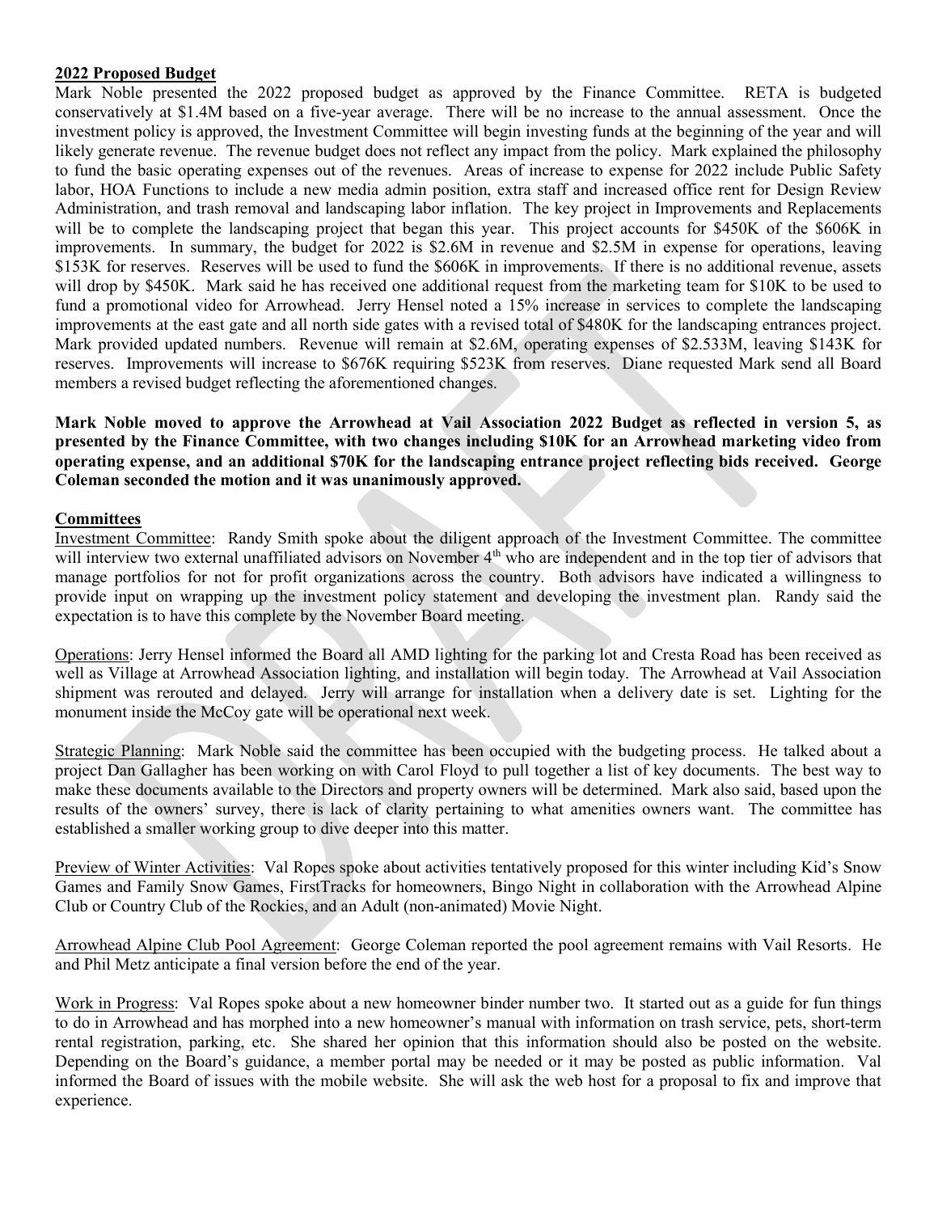**2022 Proposed Budget**

Mark Noble presented the 2022 proposed budget as approved by the Finance Committee. RETA is budgeted conservatively at $1.4M based on a five-year average. There will be no increase to the annual assessment. Once the investment policy is approved, the Investment Committee will begin investing funds at the beginning of the year and will likely generate revenue. The revenue budget does not reflect any impact from the policy. Mark explained the philosophy to fund the basic operating expenses out of the revenues. Areas of increase to expense for 2022 include Public Safety labor, HOA Functions to include a new media admin position, extra staff and increased office rent for Design Review Administration, and trash removal and landscaping labor inflation. The key project in Improvements and Replacements will be to complete the landscaping project that began this year. This project accounts for $450K of the $606K in improvements. In summary, the budget for 2022 is $2.6M in revenue and $2.5M in expense for operations, leaving $153K for reserves. Reserves will be used to fund the $606K in improvements. If there is no additional revenue, assets will drop by $450K. Mark said he has received one additional request from the marketing team for $10K to be used to fund a promotional video for Arrowhead. Jerry Hensel noted a 15% increase in services to complete the landscaping improvements at the east gate and all north side gates with a revised total of $480K for the landscaping entrances project. Mark provided updated numbers. Revenue will remain at $2.6M, operating expenses of $2.533M, leaving $143K for reserves. Improvements will increase to $676K requiring $523K from reserves. Diane requested Mark send all Board members a revised budget reflecting the aforementioned changes.

**Mark Noble moved to approve the Arrowhead at Vail Association 2022 Budget as reflected in version 5, as presented by the Finance Committee, with two changes including $10K for an Arrowhead marketing video from operating expense, and an additional $70K for the landscaping entrance project reflecting bids received. George Coleman seconded the motion and it was unanimously approved.**

**Committees**

Investment Committee: Randy Smith spoke about the diligent approach of the Investment Committee. The committee will interview two external unaffiliated advisors on November 4th who are independent and in the top tier of advisors that manage portfolios for not for profit organizations across the country. Both advisors have indicated a willingness to provide input on wrapping up the investment policy statement and developing the investment plan. Randy said the expectation is to have this complete by the November Board meeting.

Operations: Jerry Hensel informed the Board all AMD lighting for the parking lot and Cresta Road has been received as well as Village at Arrowhead Association lighting, and installation will begin today. The Arrowhead at Vail Association shipment was rerouted and delayed. Jerry will arrange for installation when a delivery date is set. Lighting for the monument inside the McCoy gate will be operational next week.

Strategic Planning: Mark Noble said the committee has been occupied with the budgeting process. He talked about a project Dan Gallagher has been working on with Carol Floyd to pull together a list of key documents. The best way to make these documents available to the Directors and property owners will be determined. Mark also said, based upon the results of the owners' survey, there is lack of clarity pertaining to what amenities owners want. The committee has established a smaller working group to dive deeper into this matter.

Preview of Winter Activities: Val Ropes spoke about activities tentatively proposed for this winter including Kid's Snow Games and Family Snow Games, FirstTracks for homeowners, Bingo Night in collaboration with the Arrowhead Alpine Club or Country Club of the Rockies, and an Adult (non-animated) Movie Night.

Arrowhead Alpine Club Pool Agreement: George Coleman reported the pool agreement remains with Vail Resorts. He and Phil Metz anticipate a final version before the end of the year.

Work in Progress: Val Ropes spoke about a new homeowner binder number two. It started out as a guide for fun things to do in Arrowhead and has morphed into a new homeowner's manual with information on trash service, pets, short-term rental registration, parking, etc. She shared her opinion that this information should also be posted on the website. Depending on the Board's guidance, a member portal may be needed or it may be posted as public information. Val informed the Board of issues with the mobile website. She will ask the web host for a proposal to fix and improve that experience.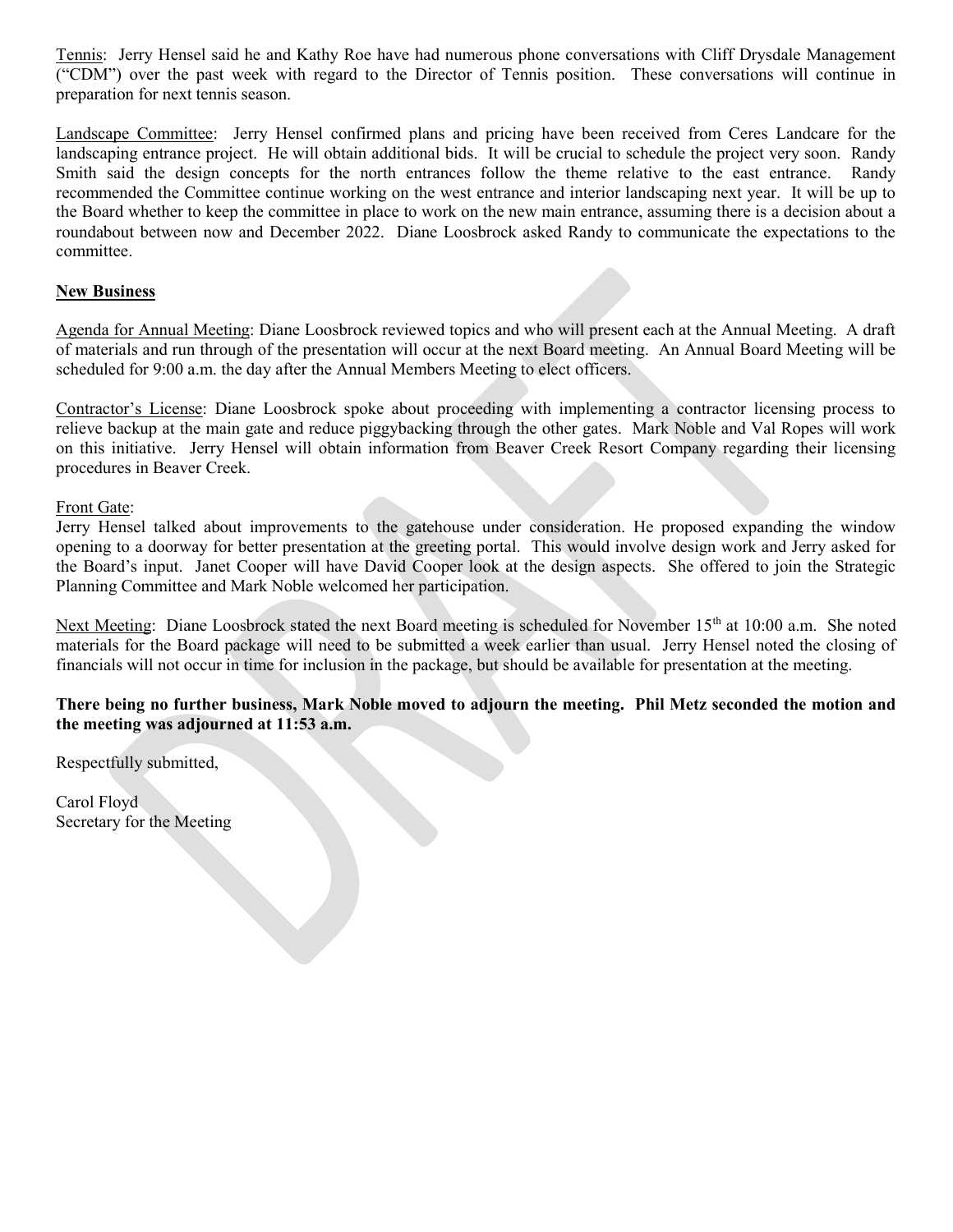Tennis: Jerry Hensel said he and Kathy Roe have had numerous phone conversations with Cliff Drysdale Management ("CDM") over the past week with regard to the Director of Tennis position. These conversations will continue in preparation for next tennis season.

Landscape Committee: Jerry Hensel confirmed plans and pricing have been received from Ceres Landcare for the landscaping entrance project. He will obtain additional bids. It will be crucial to schedule the project very soon. Randy Smith said the design concepts for the north entrances follow the theme relative to the east entrance. Randy recommended the Committee continue working on the west entrance and interior landscaping next year. It will be up to the Board whether to keep the committee in place to work on the new main entrance, assuming there is a decision about a roundabout between now and December 2022. Diane Loosbrock asked Randy to communicate the expectations to the committee.

**New Business**

Agenda for Annual Meeting: Diane Loosbrock reviewed topics and who will present each at the Annual Meeting. A draft of materials and run through of the presentation will occur at the next Board meeting. An Annual Board Meeting will be scheduled for 9:00 a.m. the day after the Annual Members Meeting to elect officers.

Contractor's License: Diane Loosbrock spoke about proceeding with implementing a contractor licensing process to relieve backup at the main gate and reduce piggybacking through the other gates. Mark Noble and Val Ropes will work on this initiative. Jerry Hensel will obtain information from Beaver Creek Resort Company regarding their licensing procedures in Beaver Creek.

Front Gate:
Jerry Hensel talked about improvements to the gatehouse under consideration. He proposed expanding the window opening to a doorway for better presentation at the greeting portal. This would involve design work and Jerry asked for the Board's input. Janet Cooper will have David Cooper look at the design aspects. She offered to join the Strategic Planning Committee and Mark Noble welcomed her participation.

Next Meeting: Diane Loosbrock stated the next Board meeting is scheduled for November 15th at 10:00 a.m. She noted materials for the Board package will need to be submitted a week earlier than usual. Jerry Hensel noted the closing of financials will not occur in time for inclusion in the package, but should be available for presentation at the meeting.

**There being no further business, Mark Noble moved to adjourn the meeting. Phil Metz seconded the motion and the meeting was adjourned at 11:53 a.m.**

Respectfully submitted,

Carol Floyd
Secretary for the Meeting